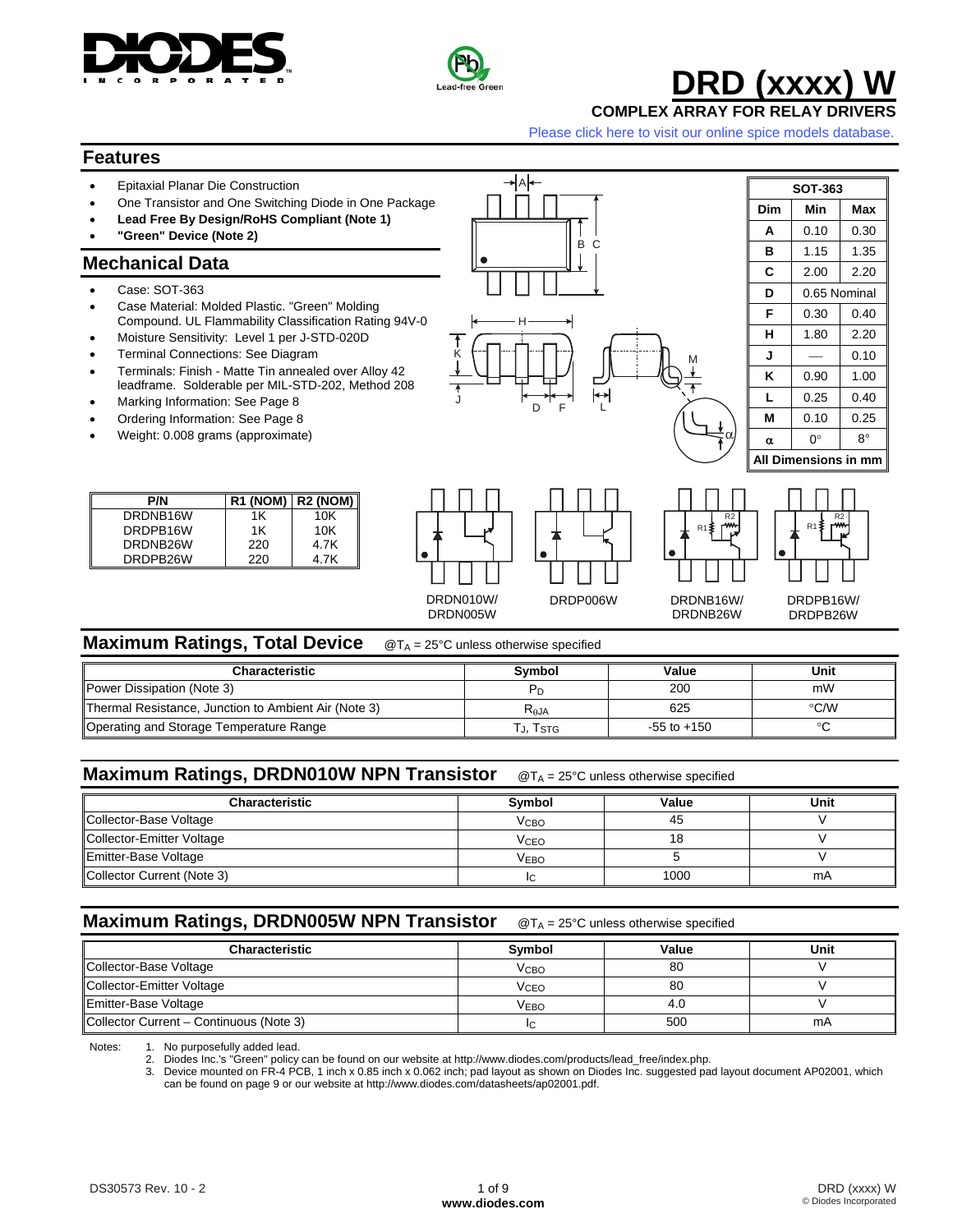# DRD (xxxx) W

**COMPLEX ARRAY FOR RELAY DRIVERS**

Please click here to visit our online spice models database.

## Features

- Epitaxial Planar Die Construction
- One Transistor and One Switching Diode in One Package
- **Lead Free By Design/RoHS Compliant (Note 1)**
- **"Green" Device (Note 2)**

## Mechanical Data

- Case: SOT-363
- Case Material: Molded Plastic. "Green" Molding Compound. UL Flammability Classification Rating 94V-0
- Moisture Sensitivity: Level 1 per J-STD-020D
- Terminal Connections: See Diagram
- Terminals: Finish - Matte Tin annealed over Alloy 42 leadframe. Solderable per MIL-STD-202, Method 208
- Marking Information: See Page 8
- Ordering Information: See Page 8
- Weight: 0.008 grams (approximate)

| SOT-363 | | |
|---|---|---|
| **Dim** | **Min** | **Max** |
| **A** | 0.10 | 0.30 |
| **B** | 1.15 | 1.35 |
| **C** | 2.00 | 2.20 |
| **D** | 0.65 Nominal | |
| **F** | 0.30 | 0.40 |
| **H** | 1.80 | 2.20 |
| **J** | — | 0.10 |
| **K** | 0.90 | 1.00 |
| **L** | 0.25 | 0.40 |
| **M** | 0.10 | 0.25 |
| **α** | 0° | 8° |
| **All Dimensions in mm** | | |

| P/N | R1 (NOM) | R2 (NOM) |
|---|---|---|
| DRDNB16W | 1K | 10K |
| DRDPB16W | 1K | 10K |
| DRDNB26W | 220 | 4.7K |
| DRDPB26W | 220 | 4.7K |

DRDN010W/ DRDN005W

DRDP006W

DRDNB16W/ DRDNB26W

DRDPB16W/ DRDPB26W

## Maximum Ratings, Total Device

@$T_A$ = 25°C unless otherwise specified

| Characteristic | Symbol | Value | Unit |
|---|---|---|---|
| Power Dissipation (Note 3) | $P_D$ | 200 | mW |
| Thermal Resistance, Junction to Ambient Air (Note 3) | $R_{\theta JA}$ | 625 | °C/W |
| Operating and Storage Temperature Range | $T_J, T_{STG}$ | -55 to +150 | °C |

## Maximum Ratings, DRDN010W NPN Transistor

@$T_A$ = 25°C unless otherwise specified

| Characteristic | Symbol | Value | Unit |
|---|---|---|---|
| Collector-Base Voltage | $V_{CBO}$ | 45 | V |
| Collector-Emitter Voltage | $V_{CEO}$ | 18 | V |
| Emitter-Base Voltage | $V_{EBO}$ | 5 | V |
| Collector Current (Note 3) | $I_C$ | 1000 | mA |

## Maximum Ratings, DRDN005W NPN Transistor

@$T_A$ = 25°C unless otherwise specified

| Characteristic | Symbol | Value | Unit |
|---|---|---|---|
| Collector-Base Voltage | $V_{CBO}$ | 80 | V |
| Collector-Emitter Voltage | $V_{CEO}$ | 80 | V |
| Emitter-Base Voltage | $V_{EBO}$ | 4.0 | V |
| Collector Current – Continuous (Note 3) | $I_C$ | 500 | mA |

Notes:
1. No purposefully added lead.
2. Diodes Inc.'s "Green" policy can be found on our website at http://www.diodes.com/products/lead_free/index.php.
3. Device mounted on FR-4 PCB, 1 inch x 0.85 inch x 0.062 inch; pad layout as shown on Diodes Inc. suggested pad layout document AP02001, which can be found on page 9 or our website at http://www.diodes.com/datasheets/ap02001.pdf.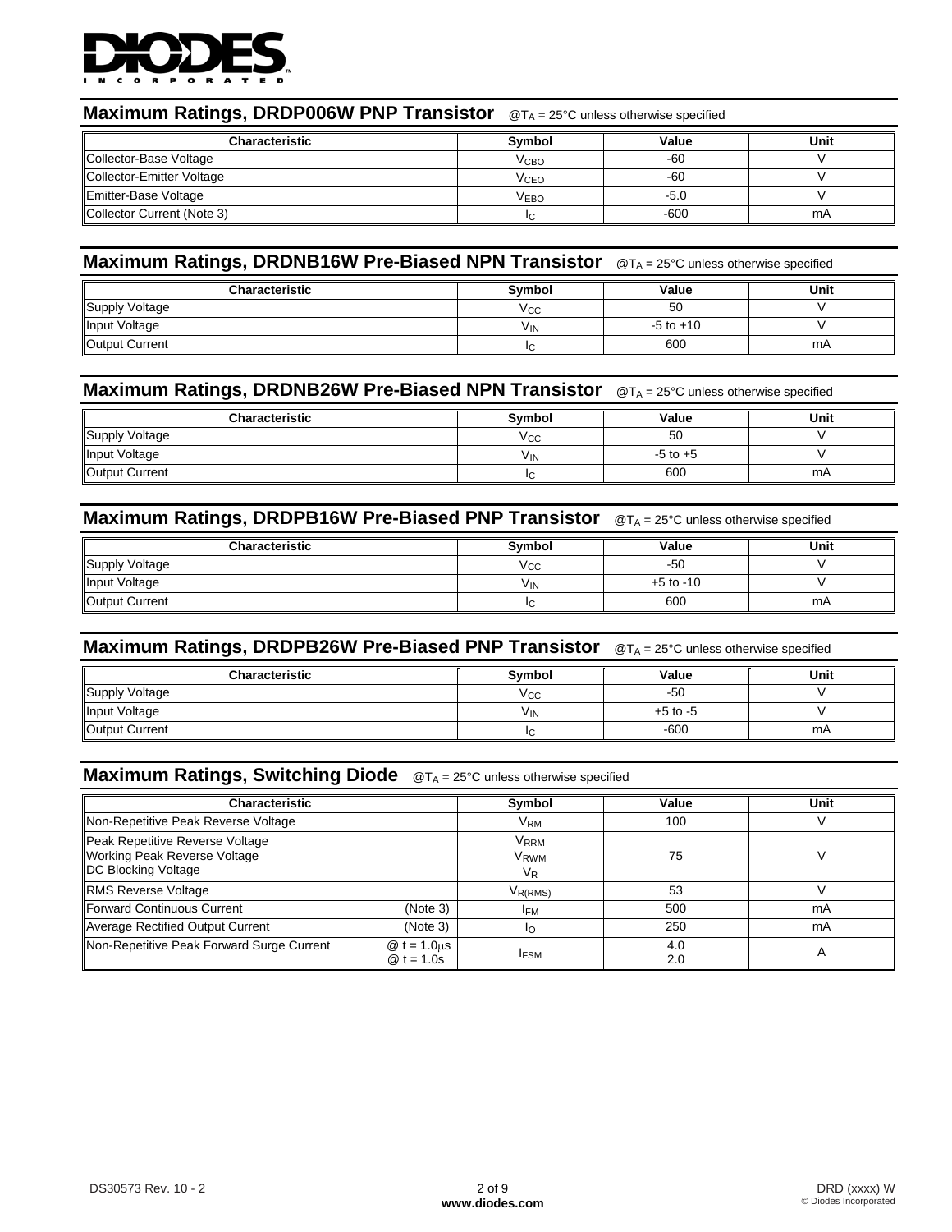## Maximum Ratings, DRDP006W PNP Transistor @$T_A$ = 25°C unless otherwise specified

| Characteristic | Symbol | Value | Unit |
|---|---|---|---|
| Collector-Base Voltage | $V_{CBO}$ | -60 | V |
| Collector-Emitter Voltage | $V_{CEO}$ | -60 | V |
| Emitter-Base Voltage | $V_{EBO}$ | -5.0 | V |
| Collector Current (Note 3) | $I_C$ | -600 | mA |

## Maximum Ratings, DRDNB16W Pre-Biased NPN Transistor @$T_A$ = 25°C unless otherwise specified

| Characteristic | Symbol | Value | Unit |
|---|---|---|---|
| Supply Voltage | $V_{CC}$ | 50 | V |
| Input Voltage | $V_{IN}$ | -5 to +10 | V |
| Output Current | $I_C$ | 600 | mA |

## Maximum Ratings, DRDNB26W Pre-Biased NPN Transistor @$T_A$ = 25°C unless otherwise specified

| Characteristic | Symbol | Value | Unit |
|---|---|---|---|
| Supply Voltage | $V_{CC}$ | 50 | V |
| Input Voltage | $V_{IN}$ | -5 to +5 | V |
| Output Current | $I_C$ | 600 | mA |

## Maximum Ratings, DRDPB16W Pre-Biased PNP Transistor @$T_A$ = 25°C unless otherwise specified

| Characteristic | Symbol | Value | Unit |
|---|---|---|---|
| Supply Voltage | $V_{CC}$ | -50 | V |
| Input Voltage | $V_{IN}$ | +5 to -10 | V |
| Output Current | $I_C$ | 600 | mA |

## Maximum Ratings, DRDPB26W Pre-Biased PNP Transistor @$T_A$ = 25°C unless otherwise specified

| Characteristic | Symbol | Value | Unit |
|---|---|---|---|
| Supply Voltage | $V_{CC}$ | -50 | V |
| Input Voltage | $V_{IN}$ | +5 to -5 | V |
| Output Current | $I_C$ | -600 | mA |

## Maximum Ratings, Switching Diode @$T_A$ = 25°C unless otherwise specified

| Characteristic | Symbol | Value | Unit |
|---|---|---|---|
| Non-Repetitive Peak Reverse Voltage | $V_{RM}$ | 100 | V |
| Peak Repetitive Reverse Voltage<br>Working Peak Reverse Voltage<br>DC Blocking Voltage | $V_{RRM}$<br>$V_{RWM}$<br>$V_R$ | 75 | V |
| RMS Reverse Voltage | $V_{R(RMS)}$ | 53 | V |
| Forward Continuous Current (Note 3) | $I_{FM}$ | 500 | mA |
| Average Rectified Output Current (Note 3) | $I_O$ | 250 | mA |
| Non-Repetitive Peak Forward Surge Current @ t = 1.0μs<br>@ t = 1.0s | $I_{FSM}$ | 4.0<br>2.0 | A |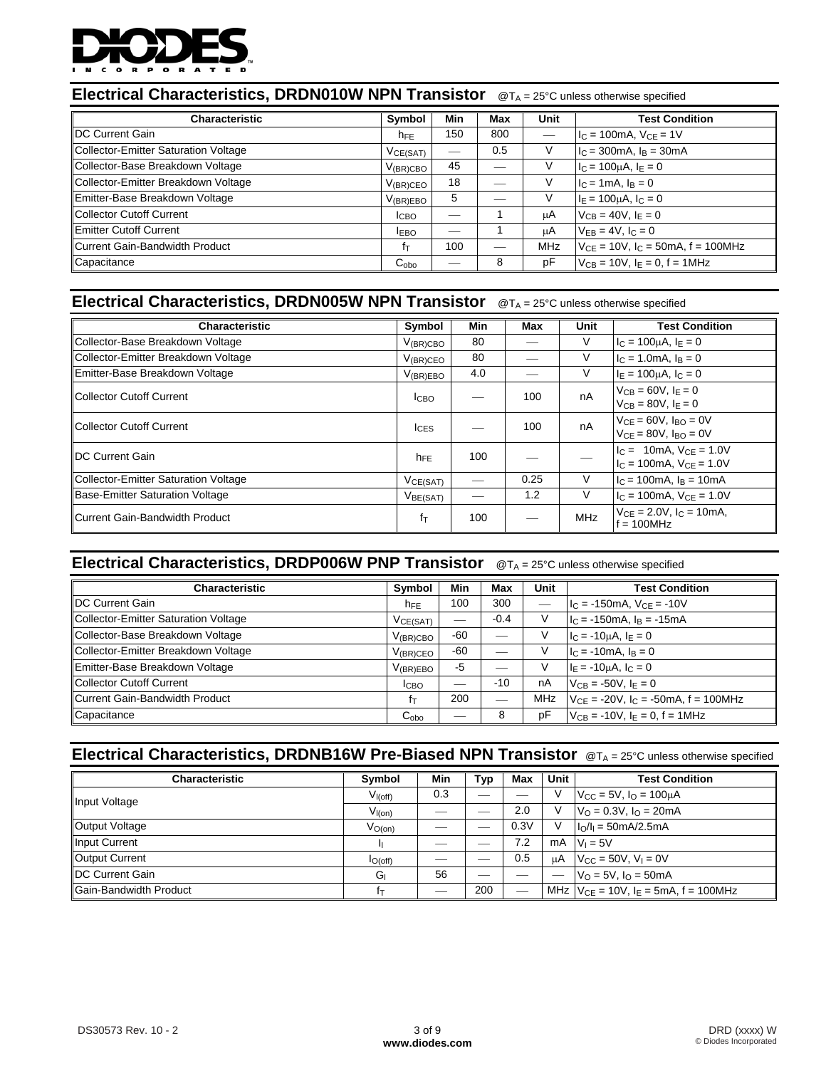## Electrical Characteristics, DRDN010W NPN Transistor

@$T_A$ = 25°C unless otherwise specified

| Characteristic | Symbol | Min | Max | Unit | Test Condition |
|---|---|---|---|---|---|
| DC Current Gain | $h_{FE}$ | 150 | 800 | — | $I_C$ = 100mA, $V_{CE}$ = 1V |
| Collector-Emitter Saturation Voltage | $V_{CE(SAT)}$ | — | 0.5 | V | $I_C$ = 300mA, $I_B$ = 30mA |
| Collector-Base Breakdown Voltage | $V_{(BR)CBO}$ | 45 | — | V | $I_C$ = 100μA, $I_E$ = 0 |
| Collector-Emitter Breakdown Voltage | $V_{(BR)CEO}$ | 18 | — | V | $I_C$ = 1mA, $I_B$ = 0 |
| Emitter-Base Breakdown Voltage | $V_{(BR)EBO}$ | 5 | — | V | $I_E$ = 100μA, $I_C$ = 0 |
| Collector Cutoff Current | $I_{CBO}$ | — | 1 | μA | $V_{CB}$ = 40V, $I_E$ = 0 |
| Emitter Cutoff Current | $I_{EBO}$ | — | 1 | μA | $V_{EB}$ = 4V, $I_C$ = 0 |
| Current Gain-Bandwidth Product | $f_T$ | 100 | — | MHz | $V_{CE}$ = 10V, $I_C$ = 50mA, f = 100MHz |
| Capacitance | $C_{obo}$ | — | 8 | pF | $V_{CB}$ = 10V, $I_E$ = 0, f = 1MHz |

## Electrical Characteristics, DRDN005W NPN Transistor

@$T_A$ = 25°C unless otherwise specified

| Characteristic | Symbol | Min | Max | Unit | Test Condition |
|---|---|---|---|---|---|
| Collector-Base Breakdown Voltage | $V_{(BR)CBO}$ | 80 | — | V | $I_C$ = 100μA, $I_E$ = 0 |
| Collector-Emitter Breakdown Voltage | $V_{(BR)CEO}$ | 80 | — | V | $I_C$ = 1.0mA, $I_B$ = 0 |
| Emitter-Base Breakdown Voltage | $V_{(BR)EBO}$ | 4.0 | — | V | $I_E$ = 100μA, $I_C$ = 0 |
| Collector Cutoff Current | $I_{CBO}$ | — | 100 | nA | $V_{CB}$ = 60V, $I_E$ = 0<br>$V_{CB}$ = 80V, $I_E$ = 0 |
| Collector Cutoff Current | $I_{CES}$ | — | 100 | nA | $V_{CE}$ = 60V, $I_{BO}$ = 0V<br>$V_{CE}$ = 80V, $I_{BO}$ = 0V |
| DC Current Gain | $h_{FE}$ | 100 | — | — | $I_C$ = 10mA, $V_{CE}$ = 1.0V<br>$I_C$ = 100mA, $V_{CE}$ = 1.0V |
| Collector-Emitter Saturation Voltage | $V_{CE(SAT)}$ | — | 0.25 | V | $I_C$ = 100mA, $I_B$ = 10mA |
| Base-Emitter Saturation Voltage | $V_{BE(SAT)}$ | — | 1.2 | V | $I_C$ = 100mA, $V_{CE}$ = 1.0V |
| Current Gain-Bandwidth Product | $f_T$ | 100 | — | MHz | $V_{CE}$ = 2.0V, $I_C$ = 10mA, f = 100MHz |

## Electrical Characteristics, DRDP006W PNP Transistor

@$T_A$ = 25°C unless otherwise specified

| Characteristic | Symbol | Min | Max | Unit | Test Condition |
|---|---|---|---|---|---|
| DC Current Gain | $h_{FE}$ | 100 | 300 | — | $I_C$ = -150mA, $V_{CE}$ = -10V |
| Collector-Emitter Saturation Voltage | $V_{CE(SAT)}$ | — | -0.4 | V | $I_C$ = -150mA, $I_B$ = -15mA |
| Collector-Base Breakdown Voltage | $V_{(BR)CBO}$ | -60 | — | V | $I_C$ = -10μA, $I_E$ = 0 |
| Collector-Emitter Breakdown Voltage | $V_{(BR)CEO}$ | -60 | — | V | $I_C$ = -10mA, $I_B$ = 0 |
| Emitter-Base Breakdown Voltage | $V_{(BR)EBO}$ | -5 | — | V | $I_E$ = -10μA, $I_C$ = 0 |
| Collector Cutoff Current | $I_{CBO}$ | — | -10 | nA | $V_{CB}$ = -50V, $I_E$ = 0 |
| Current Gain-Bandwidth Product | $f_T$ | 200 | — | MHz | $V_{CE}$ = -20V, $I_C$ = -50mA, f = 100MHz |
| Capacitance | $C_{obo}$ | — | 8 | pF | $V_{CB}$ = -10V, $I_E$ = 0, f = 1MHz |

## Electrical Characteristics, DRDNB16W Pre-Biased NPN Transistor

@$T_A$ = 25°C unless otherwise specified

| Characteristic | Symbol | Min | Typ | Max | Unit | Test Condition |
|---|---|---|---|---|---|---|
| Input Voltage | $V_{I(off)}$ | 0.3 | — | — | V | $V_{CC}$ = 5V, $I_O$ = 100μA |
| | $V_{I(on)}$ | — | — | 2.0 | V | $V_O$ = 0.3V, $I_O$ = 20mA |
| Output Voltage | $V_{O(on)}$ | — | — | 0.3V | V | $I_O/I_I$ = 50mA/2.5mA |
| Input Current | $I_I$ | — | — | 7.2 | mA | $V_I$ = 5V |
| Output Current | $I_{O(off)}$ | — | — | 0.5 | μA | $V_{CC}$ = 50V, $V_I$ = 0V |
| DC Current Gain | $G_I$ | 56 | — | — | — | $V_O$ = 5V, $I_O$ = 50mA |
| Gain-Bandwidth Product | $f_T$ | — | 200 | — | MHz | $V_{CE}$ = 10V, $I_E$ = 5mA, f = 100MHz |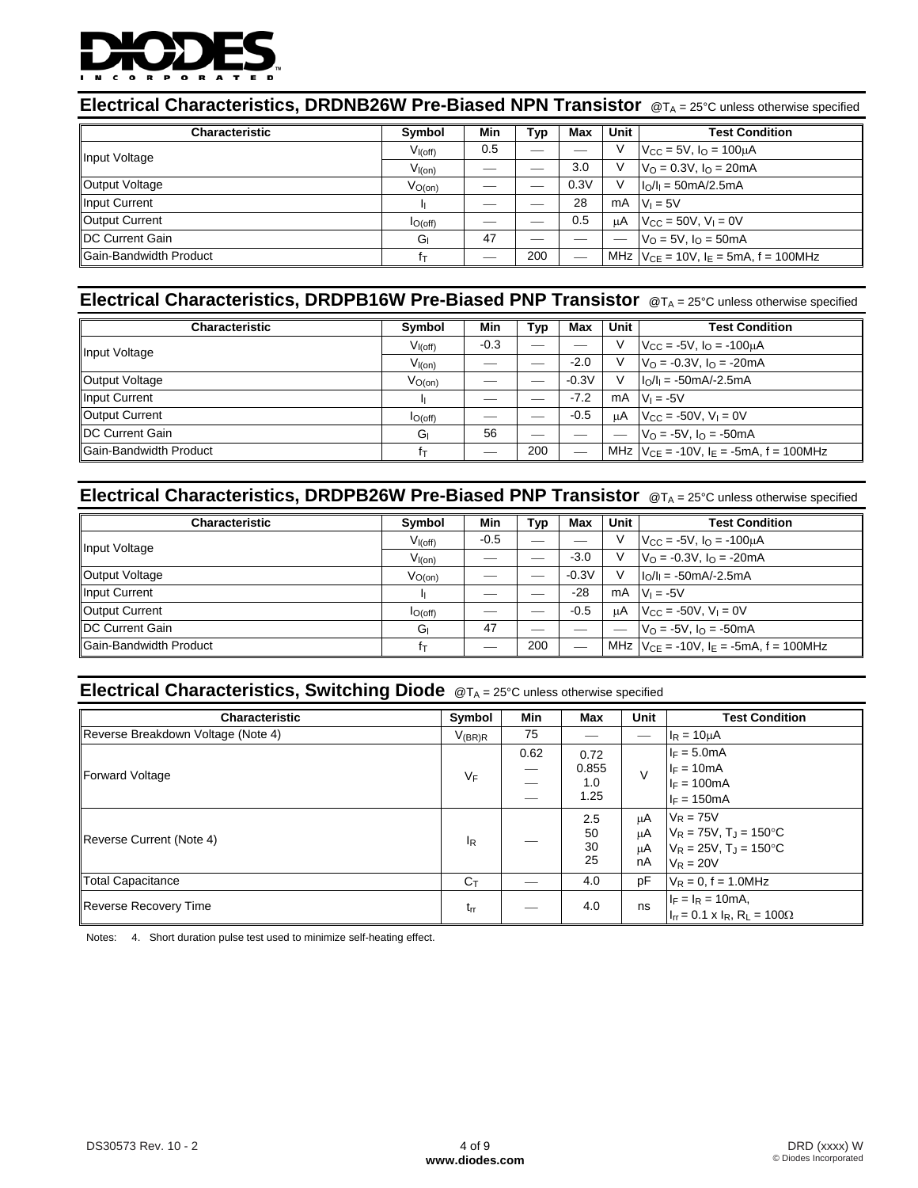## Electrical Characteristics, DRDNB26W Pre-Biased NPN Transistor

@$T_A$ = 25°C unless otherwise specified

| Characteristic | Symbol | Min | Typ | Max | Unit | Test Condition |
|---|---|---|---|---|---|---|
| Input Voltage | $V_{I(off)}$ | 0.5 | — | — | V | $V_{CC}$ = 5V, $I_O$ = 100μA |
| | $V_{I(on)}$ | — | — | 3.0 | V | $V_O$ = 0.3V, $I_O$ = 20mA |
| Output Voltage | $V_{O(on)}$ | — | — | 0.3V | V | $I_O/I_I$ = 50mA/2.5mA |
| Input Current | $I_I$ | — | — | 28 | mA | $V_I$ = 5V |
| Output Current | $I_{O(off)}$ | — | — | 0.5 | μA | $V_{CC}$ = 50V, $V_I$ = 0V |
| DC Current Gain | $G_I$ | 47 | — | — | — | $V_O$ = 5V, $I_O$ = 50mA |
| Gain-Bandwidth Product | $f_T$ | — | 200 | — | MHz | $V_{CE}$ = 10V, $I_E$ = 5mA, f = 100MHz |

## Electrical Characteristics, DRDPB16W Pre-Biased PNP Transistor

@$T_A$ = 25°C unless otherwise specified

| Characteristic | Symbol | Min | Typ | Max | Unit | Test Condition |
|---|---|---|---|---|---|---|
| Input Voltage | $V_{I(off)}$ | -0.3 | — | — | V | $V_{CC}$ = -5V, $I_O$ = -100μA |
| | $V_{I(on)}$ | — | — | -2.0 | V | $V_O$ = -0.3V, $I_O$ = -20mA |
| Output Voltage | $V_{O(on)}$ | — | — | -0.3V | V | $I_O/I_I$ = -50mA/-2.5mA |
| Input Current | $I_I$ | — | — | -7.2 | mA | $V_I$ = -5V |
| Output Current | $I_{O(off)}$ | — | — | -0.5 | μA | $V_{CC}$ = -50V, $V_I$ = 0V |
| DC Current Gain | $G_I$ | 56 | — | — | — | $V_O$ = -5V, $I_O$ = -50mA |
| Gain-Bandwidth Product | $f_T$ | — | 200 | — | MHz | $V_{CE}$ = -10V, $I_E$ = -5mA, f = 100MHz |

## Electrical Characteristics, DRDPB26W Pre-Biased PNP Transistor

@$T_A$ = 25°C unless otherwise specified

| Characteristic | Symbol | Min | Typ | Max | Unit | Test Condition |
|---|---|---|---|---|---|---|
| Input Voltage | $V_{I(off)}$ | -0.5 | — | — | V | $V_{CC}$ = -5V, $I_O$ = -100μA |
| | $V_{I(on)}$ | — | — | -3.0 | V | $V_O$ = -0.3V, $I_O$ = -20mA |
| Output Voltage | $V_{O(on)}$ | — | — | -0.3V | V | $I_O/I_I$ = -50mA/-2.5mA |
| Input Current | $I_I$ | — | — | -28 | mA | $V_I$ = -5V |
| Output Current | $I_{O(off)}$ | — | — | -0.5 | μA | $V_{CC}$ = -50V, $V_I$ = 0V |
| DC Current Gain | $G_I$ | 47 | — | — | — | $V_O$ = -5V, $I_O$ = -50mA |
| Gain-Bandwidth Product | $f_T$ | — | 200 | — | MHz | $V_{CE}$ = -10V, $I_E$ = -5mA, f = 100MHz |

## Electrical Characteristics, Switching Diode

@$T_A$ = 25°C unless otherwise specified

| Characteristic | Symbol | Min | Max | Unit | Test Condition |
|---|---|---|---|---|---|
| Reverse Breakdown Voltage (Note 4) | $V_{(BR)R}$ | 75 | — | — | $I_R$ = 10μA |
| Forward Voltage | $V_F$ | 0.62<br>—<br>—<br>— | 0.72<br>0.855<br>1.0<br>1.25 | V | $I_F$ = 5.0mA<br>$I_F$ = 10mA<br>$I_F$ = 100mA<br>$I_F$ = 150mA |
| Reverse Current (Note 4) | $I_R$ | — | 2.5<br>50<br>30<br>25 | μA<br>μA<br>μA<br>nA | $V_R$ = 75V<br>$V_R$ = 75V, $T_J$ = 150°C<br>$V_R$ = 25V, $T_J$ = 150°C<br>$V_R$ = 20V |
| Total Capacitance | $C_T$ | — | 4.0 | pF | $V_R$ = 0, f = 1.0MHz |
| Reverse Recovery Time | $t_{rr}$ | — | 4.0 | ns | $I_F$ = $I_R$ = 10mA,<br>$I_{rr}$ = 0.1 x $I_R$, $R_L$ = 100Ω |

Notes: 4. Short duration pulse test used to minimize self-heating effect.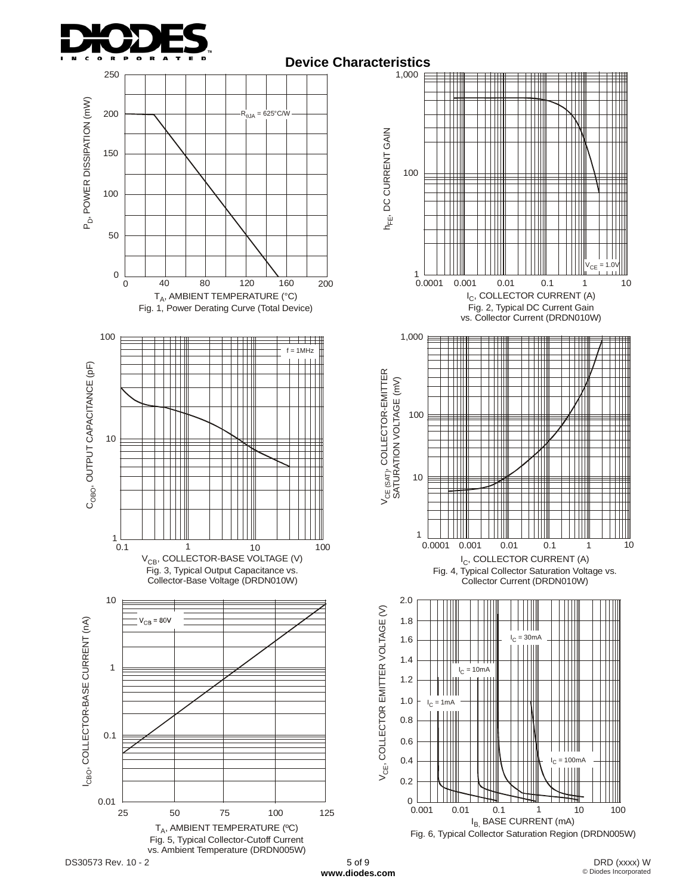## Device Characteristics

Fig. 1, Power Derating Curve (Total Device)

Fig. 2, Typical DC Current Gain vs. Collector Current (DRDN010W)

Fig. 3, Typical Output Capacitance vs. Collector-Base Voltage (DRDN010W)

Fig. 4, Typical Collector Saturation Voltage vs. Collector Current (DRDN010W)

Fig. 5, Typical Collector-Cutoff Current vs. Ambient Temperature (DRDN005W)

Fig. 6, Typical Collector Saturation Region (DRDN005W)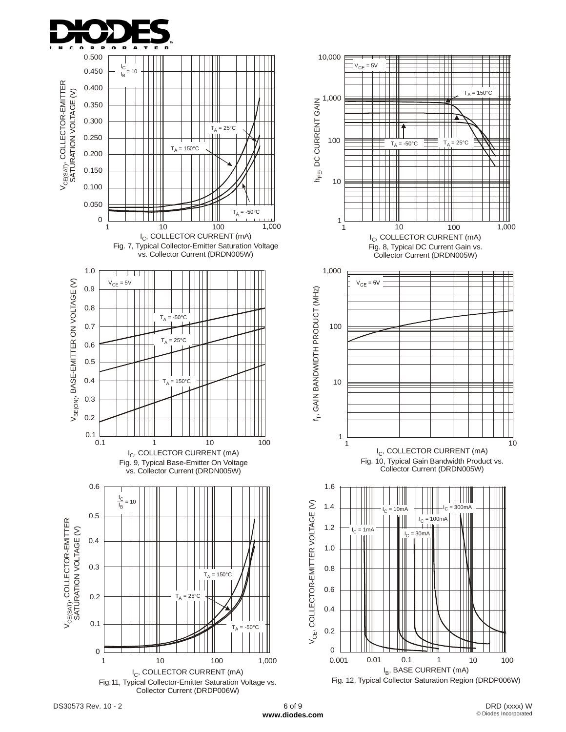Fig. 7, Typical Collector-Emitter Saturation Voltage vs. Collector Current (DRDN005W)

Fig. 8, Typical DC Current Gain vs. Collector Current (DRDN005W)

Fig. 9, Typical Base-Emitter On Voltage vs. Collector Current (DRDN005W)

Fig. 10, Typical Gain Bandwidth Product vs. Collector Current (DRDN005W)

Fig.11, Typical Collector-Emitter Saturation Voltage vs. Collector Current (DRDP006W)

Fig. 12, Typical Collector Saturation Region (DRDP006W)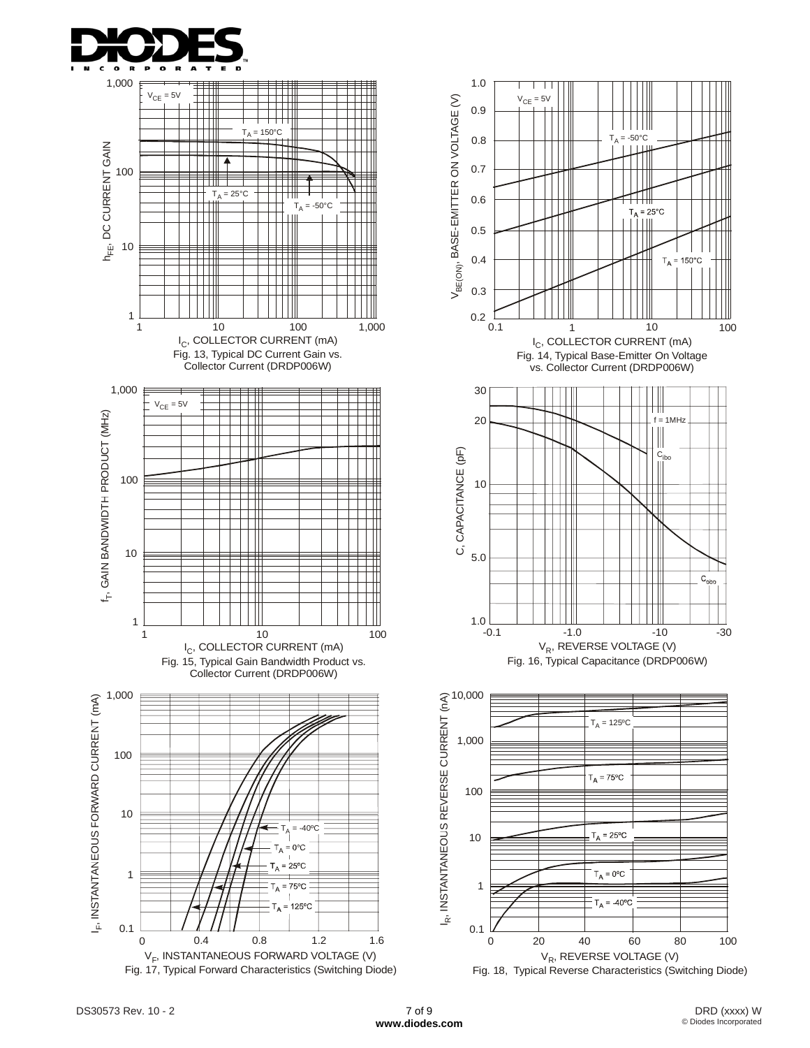Fig. 13, Typical DC Current Gain vs. Collector Current (DRDP006W)

Fig. 14, Typical Base-Emitter On Voltage vs. Collector Current (DRDP006W)

Fig. 15, Typical Gain Bandwidth Product vs. Collector Current (DRDP006W)

Fig. 16, Typical Capacitance (DRDP006W)

Fig. 17, Typical Forward Characteristics (Switching Diode)

Fig. 18, Typical Reverse Characteristics (Switching Diode)

DS30573 Rev. 10 - 2

www.diodes.com

DRD (xxxx) W

© Diodes Incorporated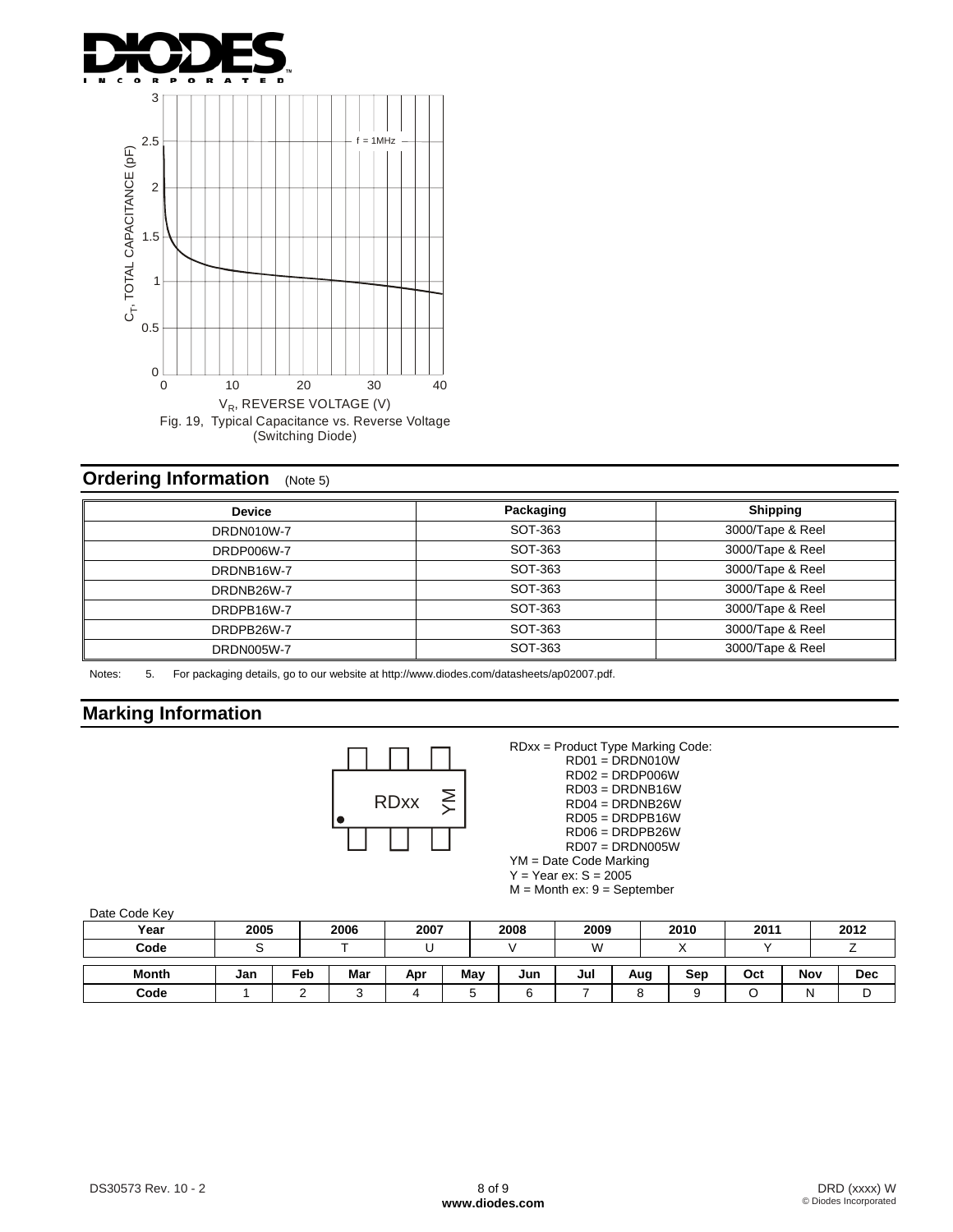Fig. 19, Typical Capacitance vs. Reverse Voltage (Switching Diode)

## Ordering Information (Note 5)

| Device | Packaging | Shipping |
|---|---|---|
| DRDN010W-7 | SOT-363 | 3000/Tape & Reel |
| DRDP006W-7 | SOT-363 | 3000/Tape & Reel |
| DRDNB16W-7 | SOT-363 | 3000/Tape & Reel |
| DRDNB26W-7 | SOT-363 | 3000/Tape & Reel |
| DRDPB16W-7 | SOT-363 | 3000/Tape & Reel |
| DRDPB26W-7 | SOT-363 | 3000/Tape & Reel |
| DRDN005W-7 | SOT-363 | 3000/Tape & Reel |

Notes: 5. For packaging details, go to our website at http://www.diodes.com/datasheets/ap02007.pdf.

## Marking Information

RDxx = Product Type Marking Code:
- RD01 = DRDN010W
- RD02 = DRDP006W
- RD03 = DRDNB16W
- RD04 = DRDNB26W
- RD05 = DRDPB16W
- RD06 = DRDPB26W
- RD07 = DRDN005W

YM = Date Code Marking
Y = Year ex: S = 2005
M = Month ex: 9 = September

Date Code Key

| Year | 2005 | 2006 | 2007 | 2008 | 2009 | 2010 | 2011 | 2012 |
|---|---|---|---|---|---|---|---|---|
| Code | S | T | U | V | W | X | Y | Z |

| Month | Jan | Feb | Mar | Apr | May | Jun | Jul | Aug | Sep | Oct | Nov | Dec |
|---|---|---|---|---|---|---|---|---|---|---|---|---|
| Code | 1 | 2 | 3 | 4 | 5 | 6 | 7 | 8 | 9 | O | N | D |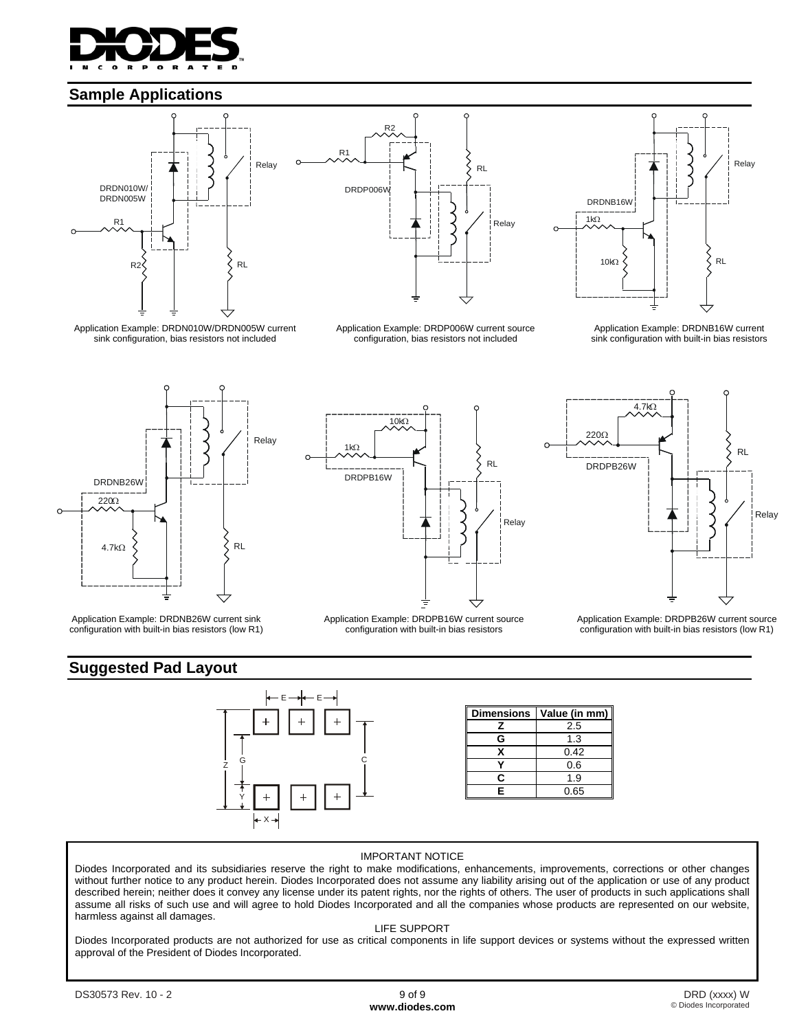## Sample Applications

Relay
DRDN010W/
DRDN005W
R1
R2
RL

Application Example: DRDN010W/DRDN005W current sink configuration, bias resistors not included

R2
R1
RL
DRDP006W
Relay

Application Example: DRDP006W current source configuration, bias resistors not included

Relay
DRDNB16W
1kΩ
10kΩ
RL

Application Example: DRDNB16W current sink configuration with built-in bias resistors

Relay
DRDNB26W
220Ω
4.7kΩ
RL

Application Example: DRDNB26W current sink configuration with built-in bias resistors (low R1)

10kΩ
1kΩ
DRDPB16W
RL
Relay

Application Example: DRDPB16W current source configuration with built-in bias resistors

4.7kΩ
220Ω
DRDPB26W
RL
Relay

Application Example: DRDPB26W current source configuration with built-in bias resistors (low R1)

## Suggested Pad Layout

E
E
Z
G
Y
X
C

| Dimensions | Value (in mm) |
|---|---|
| Z | 2.5 |
| G | 1.3 |
| X | 0.42 |
| Y | 0.6 |
| C | 1.9 |
| E | 0.65 |

IMPORTANT NOTICE

Diodes Incorporated and its subsidiaries reserve the right to make modifications, enhancements, improvements, corrections or other changes without further notice to any product herein. Diodes Incorporated does not assume any liability arising out of the application or use of any product described herein; neither does it convey any license under its patent rights, nor the rights of others. The user of products in such applications shall assume all risks of such use and will agree to hold Diodes Incorporated and all the companies whose products are represented on our website, harmless against all damages.

LIFE SUPPORT

Diodes Incorporated products are not authorized for use as critical components in life support devices or systems without the expressed written approval of the President of Diodes Incorporated.